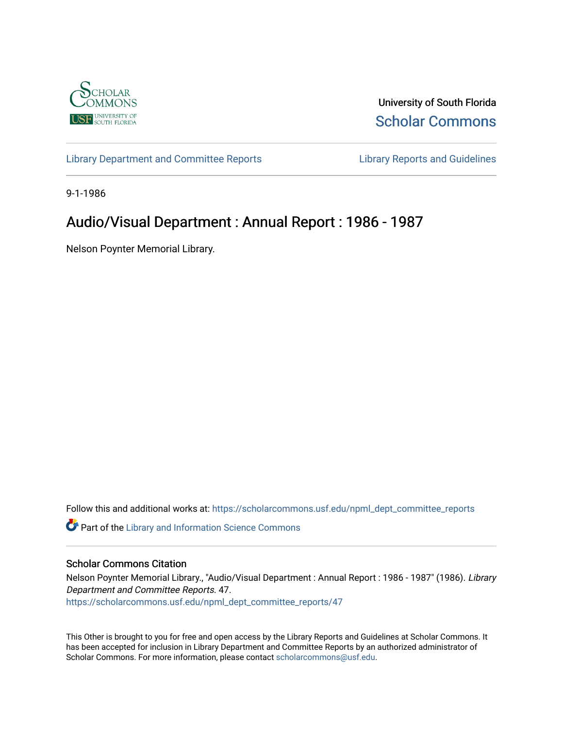University of South Florida

Scholar Commons

Library Department and Committee Reports

Library Reports and Guidelines

9-1-1986

# Audio/Visual Department : Annual Report : 1986 - 1987

Nelson Poynter Memorial Library.

Follow this and additional works at: https://scholarcommons.usf.edu/npml_dept_committee_reports

Part of the Library and Information Science Commons

## Scholar Commons Citation

Nelson Poynter Memorial Library., "Audio/Visual Department : Annual Report : 1986 - 1987" (1986). *Library Department and Committee Reports*. 47.
https://scholarcommons.usf.edu/npml_dept_committee_reports/47

This Other is brought to you for free and open access by the Library Reports and Guidelines at Scholar Commons. It has been accepted for inclusion in Library Department and Committee Reports by an authorized administrator of Scholar Commons. For more information, please contact scholarcommons@usf.edu.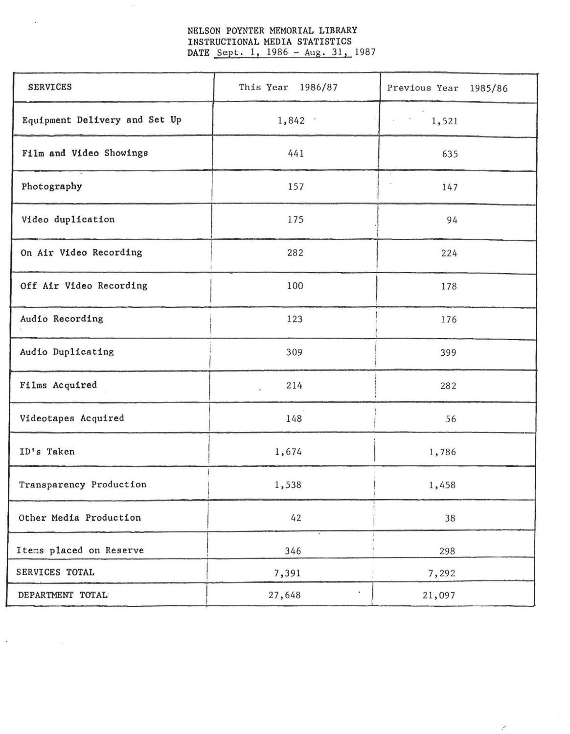NELSON POYNTER MEMORIAL LIBRARY
INSTRUCTIONAL MEDIA STATISTICS
DATE Sept. 1, 1986 - Aug. 31, 1987

| SERVICES | This Year 1986/87 | Previous Year 1985/86 |
|---|---|---|
| Equipment Delivery and Set Up | 1,842 | 1,521 |
| Film and Video Showings | 441 | 635 |
| Photography | 157 | 147 |
| Video duplication | 175 | 94 |
| On Air Video Recording | 282 | 224 |
| Off Air Video Recording | 100 | 178 |
| Audio Recording | 123 | 176 |
| Audio Duplicating | 309 | 399 |
| Films Acquired | 214 | 282 |
| Videotapes Acquired | 148 | 56 |
| ID's Taken | 1,674 | 1,786 |
| Transparency Production | 1,538 | 1,458 |
| Other Media Production | 42 | 38 |
| Items placed on Reserve | 346 | 298 |
| SERVICES TOTAL | 7,391 | 7,292 |
| DEPARTMENT TOTAL | 27,648 | 21,097 |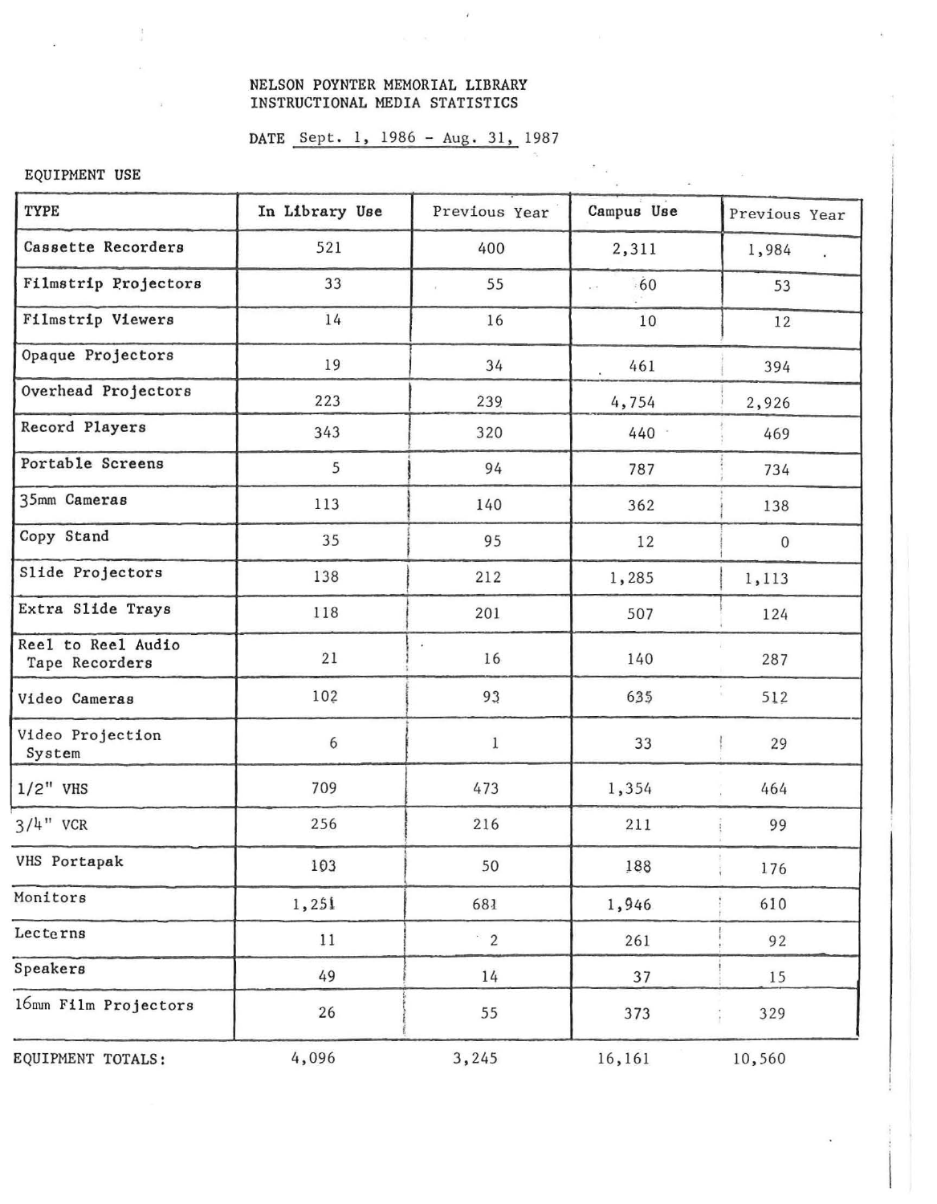NELSON POYNTER MEMORIAL LIBRARY
INSTRUCTIONAL MEDIA STATISTICS

DATE Sept. 1, 1986 - Aug. 31, 1987

EQUIPMENT USE

| TYPE | In Library Use | Previous Year | Campus Use | Previous Year |
|---|---|---|---|---|
| Cassette Recorders | 521 | 400 | 2,311 | 1,984 |
| Filmstrip Projectors | 33 | 55 | 60 | 53 |
| Filmstrip Viewers | 14 | 16 | 10 | 12 |
| Opaque Projectors | 19 | 34 | 461 | 394 |
| Overhead Projectors | 223 | 239 | 4,754 | 2,926 |
| Record Players | 343 | 320 | 440 | 469 |
| Portable Screens | 5 | 94 | 787 | 734 |
| 35mm Cameras | 113 | 140 | 362 | 138 |
| Copy Stand | 35 | 95 | 12 | 0 |
| Slide Projectors | 138 | 212 | 1,285 | 1,113 |
| Extra Slide Trays | 118 | 201 | 507 | 124 |
| Reel to Reel Audio Tape Recorders | 21 | 16 | 140 | 287 |
| Video Cameras | 102 | 93 | 635 | 512 |
| Video Projection System | 6 | 1 | 33 | 29 |
| 1/2" VHS | 709 | 473 | 1,354 | 464 |
| 3/4" VCR | 256 | 216 | 211 | 99 |
| VHS Portapak | 103 | 50 | 188 | 176 |
| Monitors | 1,251 | 681 | 1,946 | 610 |
| Lecterns | 11 | 2 | 261 | 92 |
| Speakers | 49 | 14 | 37 | 15 |
| 16mm Film Projectors | 26 | 55 | 373 | 329 |
| EQUIPMENT TOTALS: | 4,096 | 3,245 | 16,161 | 10,560 |